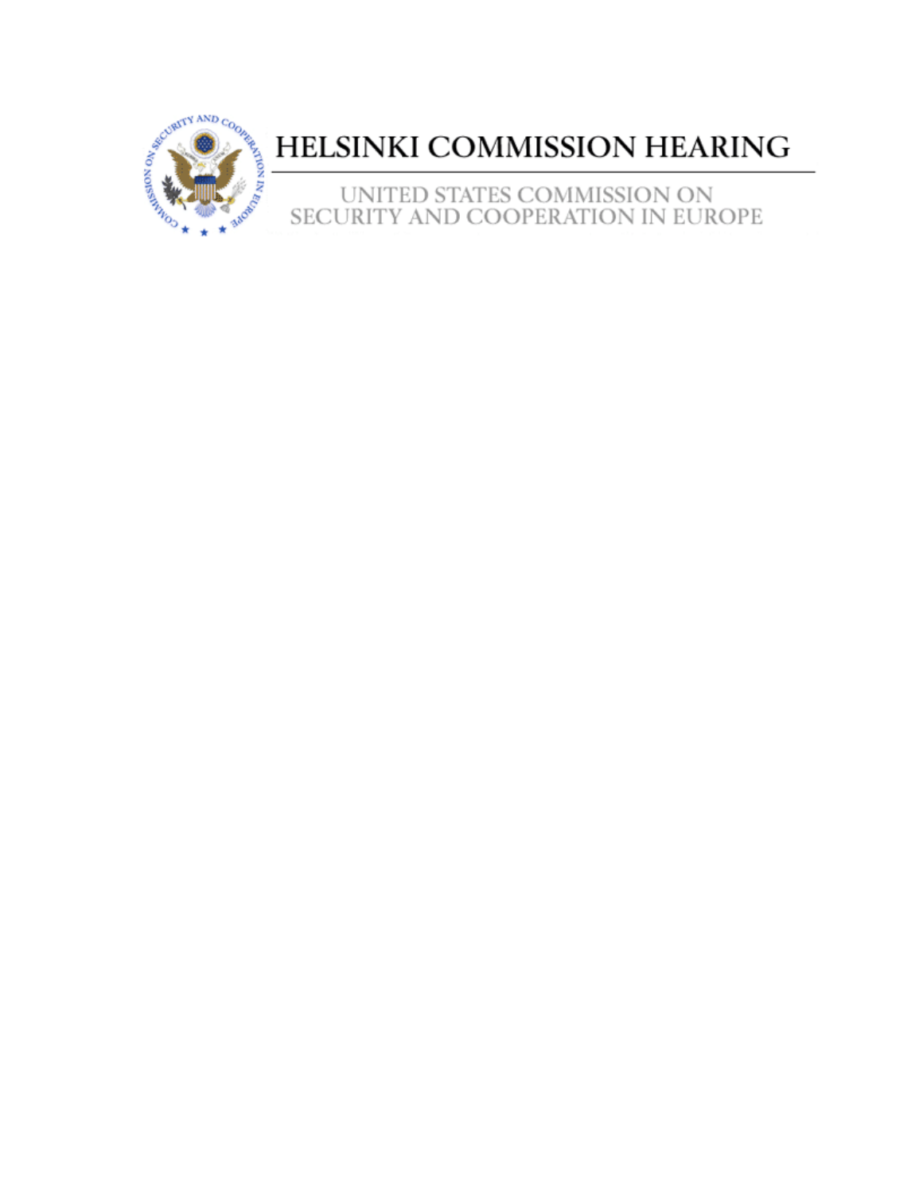# HELSINKI COMMISSION HEARING

UNITED STATES COMMISSION ON SECURITY AND COOPERATION IN EUROPE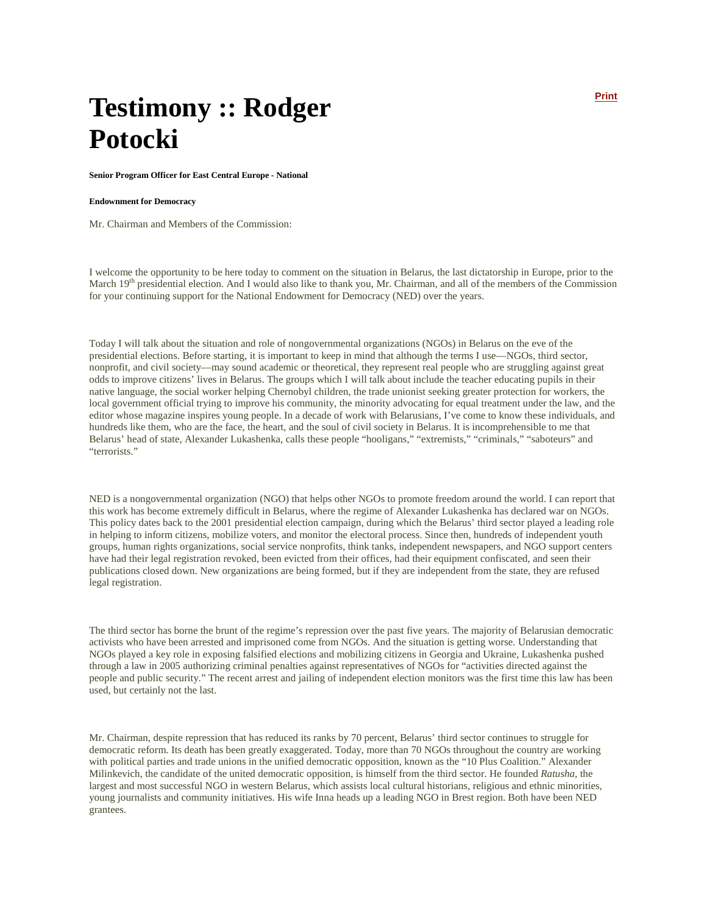# Testimony :: Rodger Potocki

**Senior Program Officer for East Central Europe - National**

**Endowment for Democracy**

Mr. Chairman and Members of the Commission:

I welcome the opportunity to be here today to comment on the situation in Belarus, the last dictatorship in Europe, prior to the March 19th presidential election. And I would also like to thank you, Mr. Chairman, and all of the members of the Commission for your continuing support for the National Endowment for Democracy (NED) over the years.

Today I will talk about the situation and role of nongovernmental organizations (NGOs) in Belarus on the eve of the presidential elections. Before starting, it is important to keep in mind that although the terms I use—NGOs, third sector, nonprofit, and civil society—may sound academic or theoretical, they represent real people who are struggling against great odds to improve citizens' lives in Belarus. The groups which I will talk about include the teacher educating pupils in their native language, the social worker helping Chernobyl children, the trade unionist seeking greater protection for workers, the local government official trying to improve his community, the minority advocating for equal treatment under the law, and the editor whose magazine inspires young people. In a decade of work with Belarusians, I've come to know these individuals, and hundreds like them, who are the face, the heart, and the soul of civil society in Belarus. It is incomprehensible to me that Belarus' head of state, Alexander Lukashenka, calls these people "hooligans," "extremists," "criminals," "saboteurs" and "terrorists."

NED is a nongovernmental organization (NGO) that helps other NGOs to promote freedom around the world. I can report that this work has become extremely difficult in Belarus, where the regime of Alexander Lukashenka has declared war on NGOs. This policy dates back to the 2001 presidential election campaign, during which the Belarus' third sector played a leading role in helping to inform citizens, mobilize voters, and monitor the electoral process. Since then, hundreds of independent youth groups, human rights organizations, social service nonprofits, think tanks, independent newspapers, and NGO support centers have had their legal registration revoked, been evicted from their offices, had their equipment confiscated, and seen their publications closed down. New organizations are being formed, but if they are independent from the state, they are refused legal registration.

The third sector has borne the brunt of the regime's repression over the past five years. The majority of Belarusian democratic activists who have been arrested and imprisoned come from NGOs. And the situation is getting worse. Understanding that NGOs played a key role in exposing falsified elections and mobilizing citizens in Georgia and Ukraine, Lukashenka pushed through a law in 2005 authorizing criminal penalties against representatives of NGOs for "activities directed against the people and public security." The recent arrest and jailing of independent election monitors was the first time this law has been used, but certainly not the last.

Mr. Chairman, despite repression that has reduced its ranks by 70 percent, Belarus' third sector continues to struggle for democratic reform. Its death has been greatly exaggerated. Today, more than 70 NGOs throughout the country are working with political parties and trade unions in the unified democratic opposition, known as the "10 Plus Coalition." Alexander Milinkevich, the candidate of the united democratic opposition, is himself from the third sector. He founded *Ratusha*, the largest and most successful NGO in western Belarus, which assists local cultural historians, religious and ethnic minorities, young journalists and community initiatives. His wife Inna heads up a leading NGO in Brest region. Both have been NED grantees.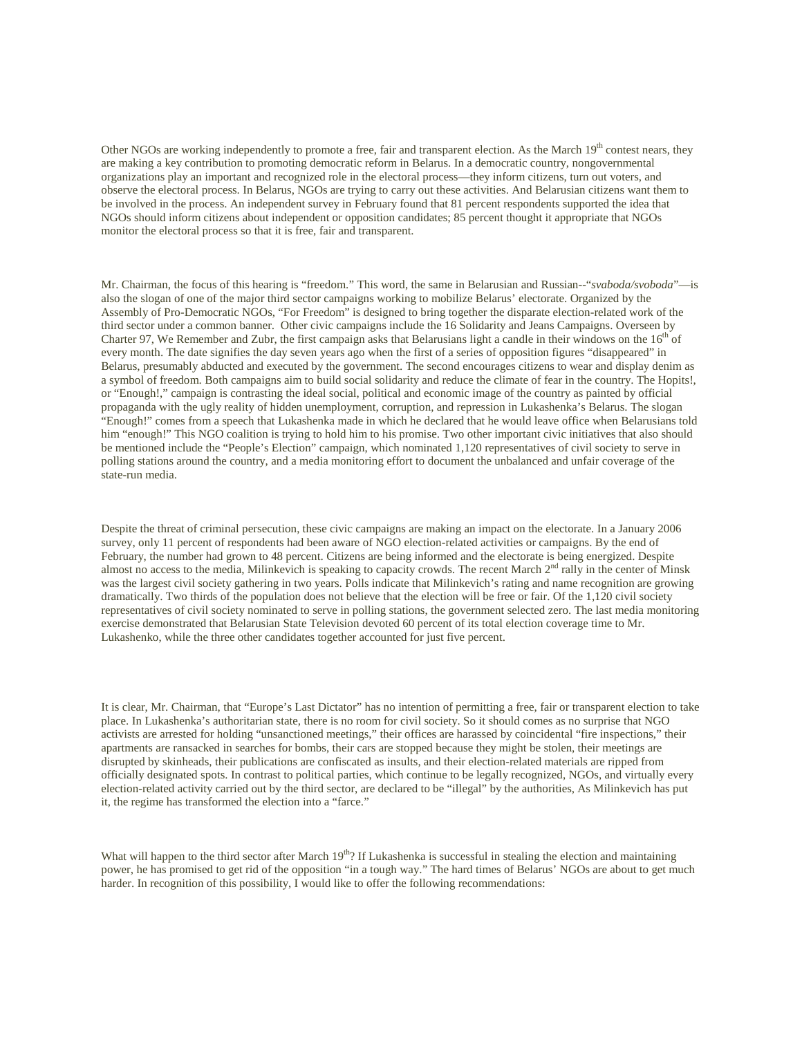Other NGOs are working independently to promote a free, fair and transparent election. As the March 19th contest nears, they are making a key contribution to promoting democratic reform in Belarus. In a democratic country, nongovernmental organizations play an important and recognized role in the electoral process—they inform citizens, turn out voters, and observe the electoral process. In Belarus, NGOs are trying to carry out these activities. And Belarusian citizens want them to be involved in the process. An independent survey in February found that 81 percent respondents supported the idea that NGOs should inform citizens about independent or opposition candidates; 85 percent thought it appropriate that NGOs monitor the electoral process so that it is free, fair and transparent.

Mr. Chairman, the focus of this hearing is "freedom." This word, the same in Belarusian and Russian--"*svaboda/svoboda*"—is also the slogan of one of the major third sector campaigns working to mobilize Belarus' electorate. Organized by the Assembly of Pro-Democratic NGOs, "For Freedom" is designed to bring together the disparate election-related work of the third sector under a common banner. Other civic campaigns include the 16 Solidarity and Jeans Campaigns. Overseen by Charter 97, We Remember and Zubr, the first campaign asks that Belarusians light a candle in their windows on the 16th of every month. The date signifies the day seven years ago when the first of a series of opposition figures "disappeared" in Belarus, presumably abducted and executed by the government. The second encourages citizens to wear and display denim as a symbol of freedom. Both campaigns aim to build social solidarity and reduce the climate of fear in the country. The Hopits!, or "Enough!," campaign is contrasting the ideal social, political and economic image of the country as painted by official propaganda with the ugly reality of hidden unemployment, corruption, and repression in Lukashenka's Belarus. The slogan "Enough!" comes from a speech that Lukashenka made in which he declared that he would leave office when Belarusians told him "enough!" This NGO coalition is trying to hold him to his promise. Two other important civic initiatives that also should be mentioned include the "People's Election" campaign, which nominated 1,120 representatives of civil society to serve in polling stations around the country, and a media monitoring effort to document the unbalanced and unfair coverage of the state-run media.

Despite the threat of criminal persecution, these civic campaigns are making an impact on the electorate. In a January 2006 survey, only 11 percent of respondents had been aware of NGO election-related activities or campaigns. By the end of February, the number had grown to 48 percent. Citizens are being informed and the electorate is being energized. Despite almost no access to the media, Milinkevich is speaking to capacity crowds. The recent March 2nd rally in the center of Minsk was the largest civil society gathering in two years. Polls indicate that Milinkevich's rating and name recognition are growing dramatically. Two thirds of the population does not believe that the election will be free or fair. Of the 1,120 civil society representatives of civil society nominated to serve in polling stations, the government selected zero. The last media monitoring exercise demonstrated that Belarusian State Television devoted 60 percent of its total election coverage time to Mr. Lukashenko, while the three other candidates together accounted for just five percent.

It is clear, Mr. Chairman, that "Europe's Last Dictator" has no intention of permitting a free, fair or transparent election to take place. In Lukashenka's authoritarian state, there is no room for civil society. So it should comes as no surprise that NGO activists are arrested for holding "unsanctioned meetings," their offices are harassed by coincidental "fire inspections," their apartments are ransacked in searches for bombs, their cars are stopped because they might be stolen, their meetings are disrupted by skinheads, their publications are confiscated as insults, and their election-related materials are ripped from officially designated spots. In contrast to political parties, which continue to be legally recognized, NGOs, and virtually every election-related activity carried out by the third sector, are declared to be "illegal" by the authorities, As Milinkevich has put it, the regime has transformed the election into a "farce."

What will happen to the third sector after March 19th? If Lukashenka is successful in stealing the election and maintaining power, he has promised to get rid of the opposition "in a tough way." The hard times of Belarus' NGOs are about to get much harder. In recognition of this possibility, I would like to offer the following recommendations: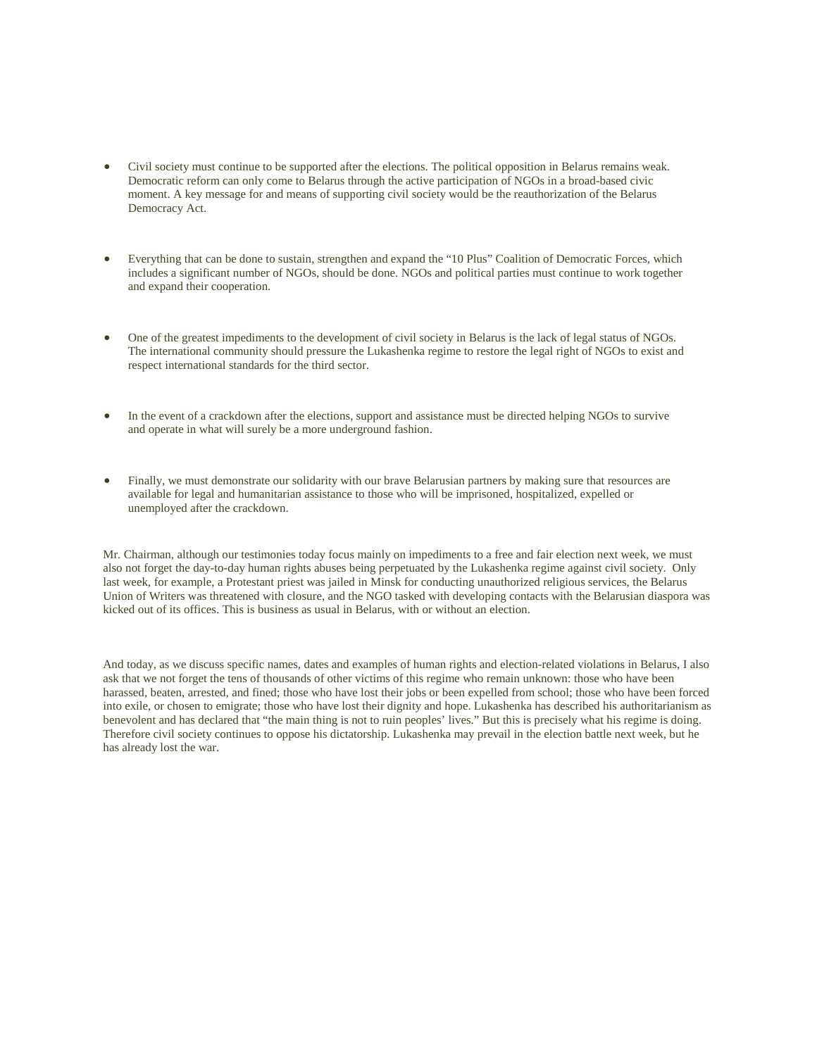- Civil society must continue to be supported after the elections. The political opposition in Belarus remains weak. Democratic reform can only come to Belarus through the active participation of NGOs in a broad-based civic moment. A key message for and means of supporting civil society would be the reauthorization of the Belarus Democracy Act.

- Everything that can be done to sustain, strengthen and expand the "10 Plus" Coalition of Democratic Forces, which includes a significant number of NGOs, should be done. NGOs and political parties must continue to work together and expand their cooperation.

- One of the greatest impediments to the development of civil society in Belarus is the lack of legal status of NGOs. The international community should pressure the Lukashenka regime to restore the legal right of NGOs to exist and respect international standards for the third sector.

- In the event of a crackdown after the elections, support and assistance must be directed helping NGOs to survive and operate in what will surely be a more underground fashion.

- Finally, we must demonstrate our solidarity with our brave Belarusian partners by making sure that resources are available for legal and humanitarian assistance to those who will be imprisoned, hospitalized, expelled or unemployed after the crackdown.

Mr. Chairman, although our testimonies today focus mainly on impediments to a free and fair election next week, we must also not forget the day-to-day human rights abuses being perpetuated by the Lukashenka regime against civil society. Only last week, for example, a Protestant priest was jailed in Minsk for conducting unauthorized religious services, the Belarus Union of Writers was threatened with closure, and the NGO tasked with developing contacts with the Belarusian diaspora was kicked out of its offices. This is business as usual in Belarus, with or without an election.

And today, as we discuss specific names, dates and examples of human rights and election-related violations in Belarus, I also ask that we not forget the tens of thousands of other victims of this regime who remain unknown: those who have been harassed, beaten, arrested, and fined; those who have lost their jobs or been expelled from school; those who have been forced into exile, or chosen to emigrate; those who have lost their dignity and hope. Lukashenka has described his authoritarianism as benevolent and has declared that "the main thing is not to ruin peoples' lives." But this is precisely what his regime is doing. Therefore civil society continues to oppose his dictatorship. Lukashenka may prevail in the election battle next week, but he has already lost the war.